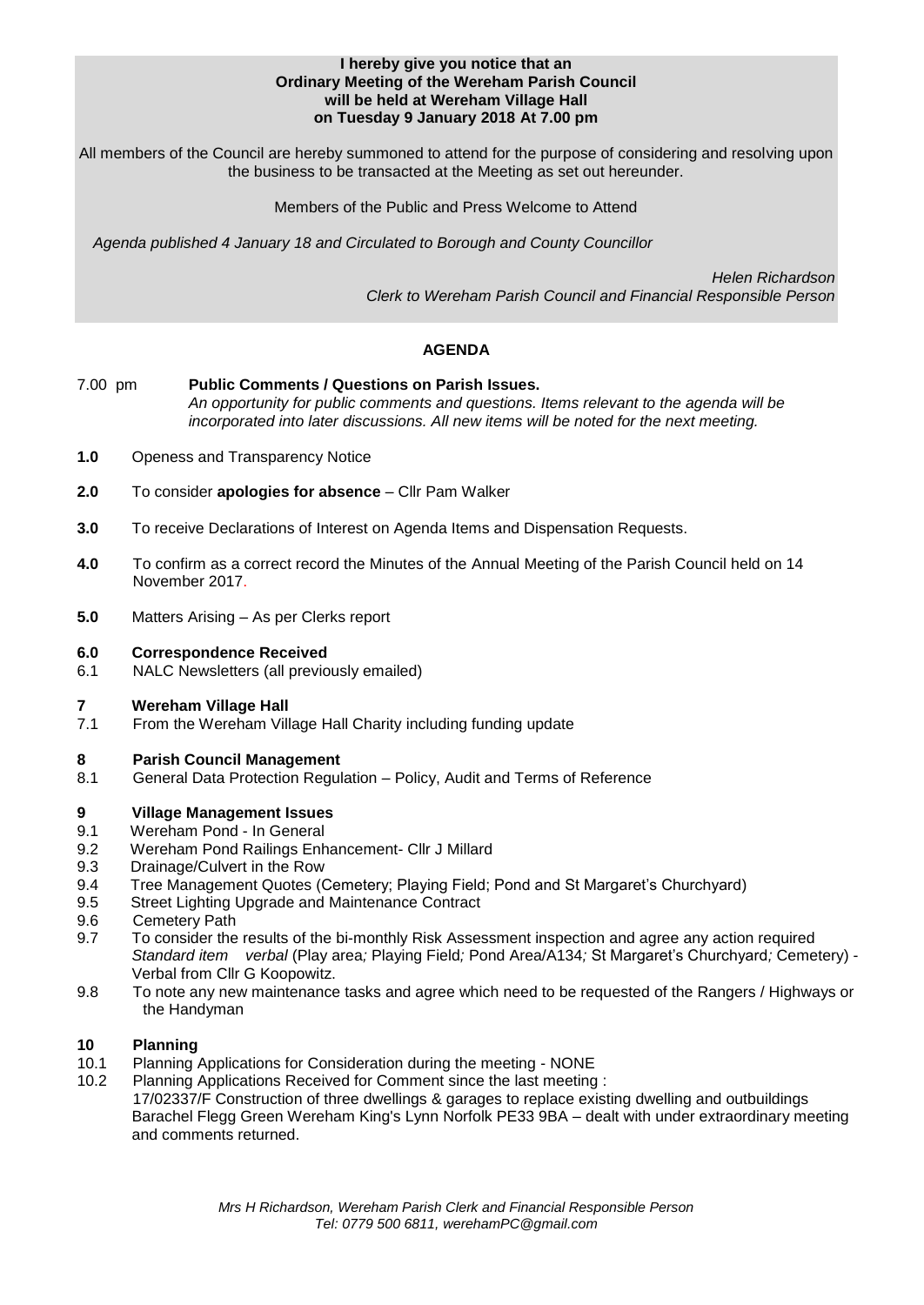**I hereby give you notice that an**
**Ordinary Meeting of the Wereham Parish Council**
**will be held at Wereham Village Hall**
**on Tuesday 9 January 2018 At 7.00 pm**

All members of the Council are hereby summoned to attend for the purpose of considering and resolving upon the business to be transacted at the Meeting as set out hereunder.

Members of the Public and Press Welcome to Attend

*Agenda published 4 January 18 and Circulated to Borough and County Councillor*

*Helen Richardson*
*Clerk to Wereham Parish Council and Financial Responsible Person*

## AGENDA

7.00 pm **Public Comments / Questions on Parish Issues.**
*An opportunity for public comments and questions. Items relevant to the agenda will be incorporated into later discussions. All new items will be noted for the next meeting.*

**1.0** Openess and Transparency Notice

**2.0** To consider **apologies for absence** – Cllr Pam Walker

**3.0** To receive Declarations of Interest on Agenda Items and Dispensation Requests.

**4.0** To confirm as a correct record the Minutes of the Annual Meeting of the Parish Council held on 14 November 2017.

**5.0** Matters Arising – As per Clerks report

**6.0 Correspondence Received**
6.1 NALC Newsletters (all previously emailed)

**7 Wereham Village Hall**
7.1 From the Wereham Village Hall Charity including funding update

**8 Parish Council Management**
8.1 General Data Protection Regulation – Policy, Audit and Terms of Reference

**9 Village Management Issues**
9.1 Wereham Pond - In General
9.2 Wereham Pond Railings Enhancement- Cllr J Millard
9.3 Drainage/Culvert in the Row
9.4 Tree Management Quotes (Cemetery; Playing Field; Pond and St Margaret's Churchyard)
9.5 Street Lighting Upgrade and Maintenance Contract
9.6 Cemetery Path
9.7 To consider the results of the bi-monthly Risk Assessment inspection and agree any action required *Standard item verbal* (Play area*;* Playing Field*;* Pond Area/A134*;* St Margaret's Churchyard*;* Cemetery) - Verbal from Cllr G Koopowitz.
9.8 To note any new maintenance tasks and agree which need to be requested of the Rangers / Highways or the Handyman

**10 Planning**
10.1 Planning Applications for Consideration during the meeting - NONE
10.2 Planning Applications Received for Comment since the last meeting :
17/02337/F Construction of three dwellings & garages to replace existing dwelling and outbuildings Barachel Flegg Green Wereham King's Lynn Norfolk PE33 9BA – dealt with under extraordinary meeting and comments returned.

*Mrs H Richardson, Wereham Parish Clerk and Financial Responsible Person*
*Tel: 0779 500 6811, werehamPC@gmail.com*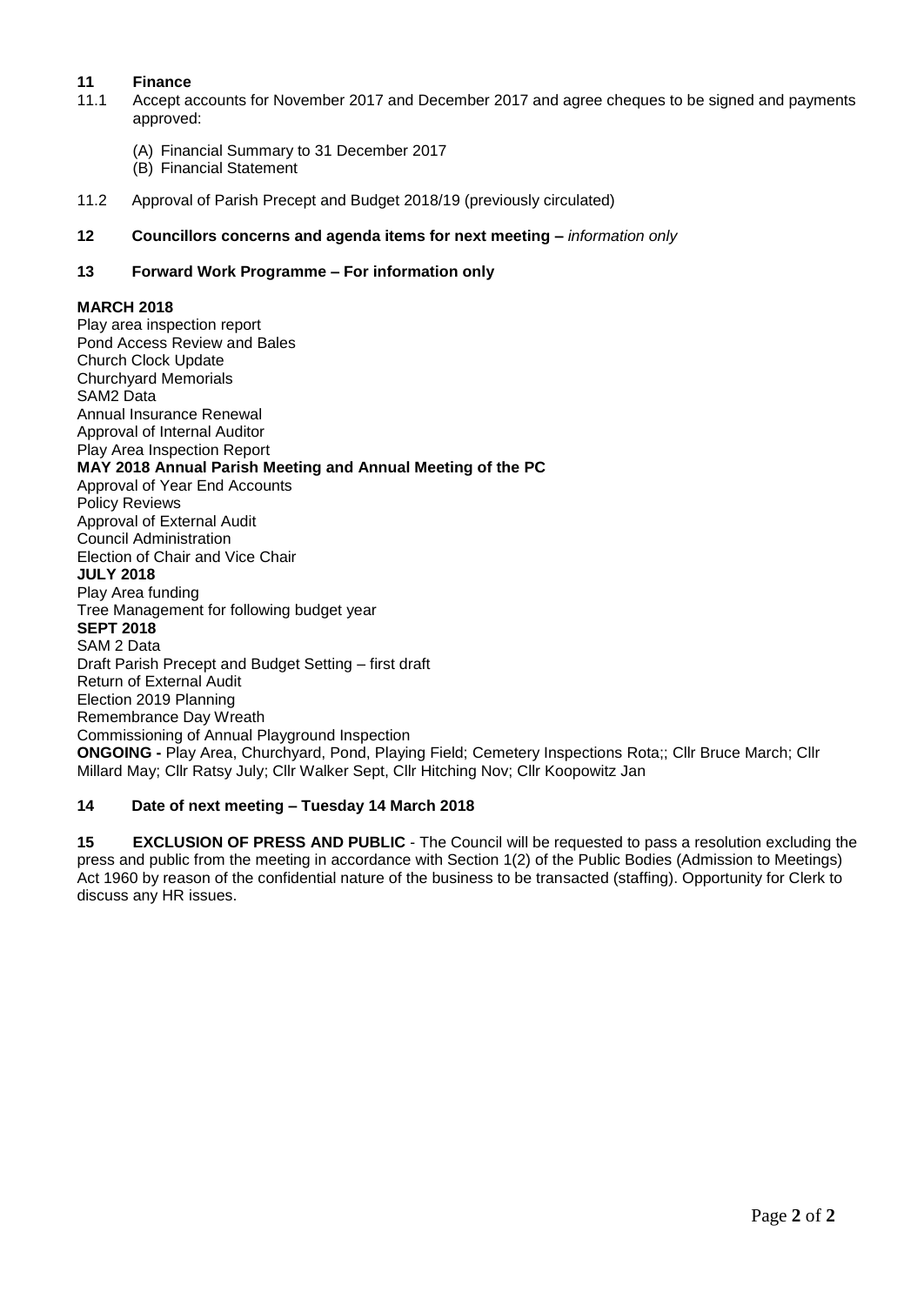## 11 Finance

11.1 Accept accounts for November 2017 and December 2017 and agree cheques to be signed and payments approved:

(A) Financial Summary to 31 December 2017
(B) Financial Statement

11.2 Approval of Parish Precept and Budget 2018/19 (previously circulated)

## 12 Councillors concerns and agenda items for next meeting – *information only*

## 13 Forward Work Programme – For information only

**MARCH 2018**
Play area inspection report
Pond Access Review and Bales
Church Clock Update
Churchyard Memorials
SAM2 Data
Annual Insurance Renewal
Approval of Internal Auditor
Play Area Inspection Report
**MAY 2018 Annual Parish Meeting and Annual Meeting of the PC**
Approval of Year End Accounts
Policy Reviews
Approval of External Audit
Council Administration
Election of Chair and Vice Chair
**JULY 2018**
Play Area funding
Tree Management for following budget year
**SEPT 2018**
SAM 2 Data
Draft Parish Precept and Budget Setting – first draft
Return of External Audit
Election 2019 Planning
Remembrance Day Wreath
Commissioning of Annual Playground Inspection
**ONGOING -** Play Area, Churchyard, Pond, Playing Field; Cemetery Inspections Rota;; Cllr Bruce March; Cllr Millard May; Cllr Ratsy July; Cllr Walker Sept, Cllr Hitching Nov; Cllr Koopowitz Jan

## 14 Date of next meeting – Tuesday 14 March 2018

**15 EXCLUSION OF PRESS AND PUBLIC** - The Council will be requested to pass a resolution excluding the press and public from the meeting in accordance with Section 1(2) of the Public Bodies (Admission to Meetings) Act 1960 by reason of the confidential nature of the business to be transacted (staffing). Opportunity for Clerk to discuss any HR issues.